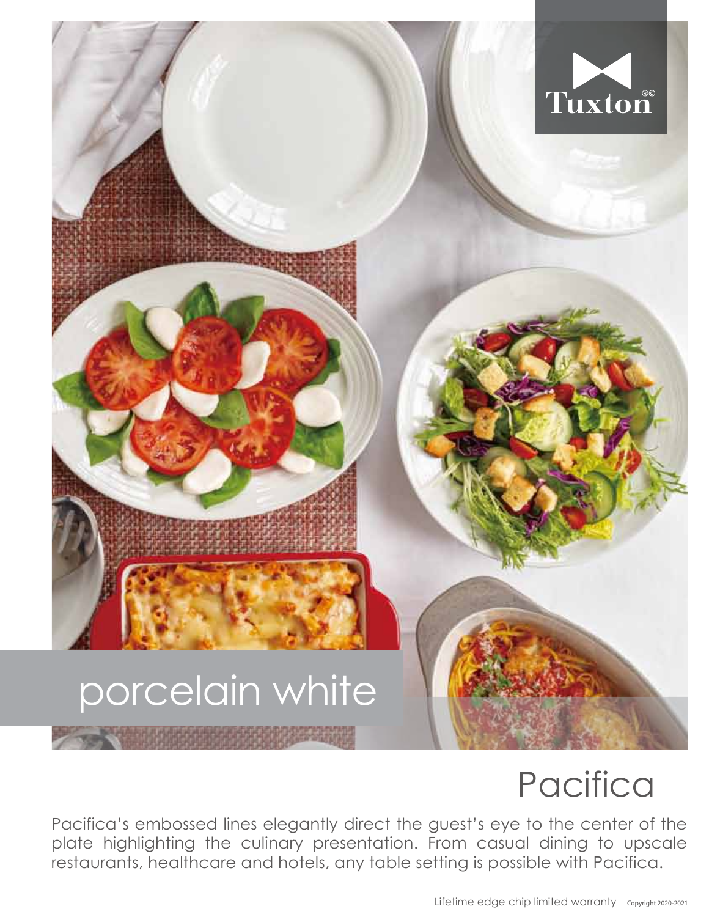Tuxton®©

porcelain white

# Pacifica

Pacifica's embossed lines elegantly direct the guest's eye to the center of the plate highlighting the culinary presentation. From casual dining to upscale restaurants, healthcare and hotels, any table setting is possible with Pacifica.

Lifetime edge chip limited warranty Copyright 2020-2021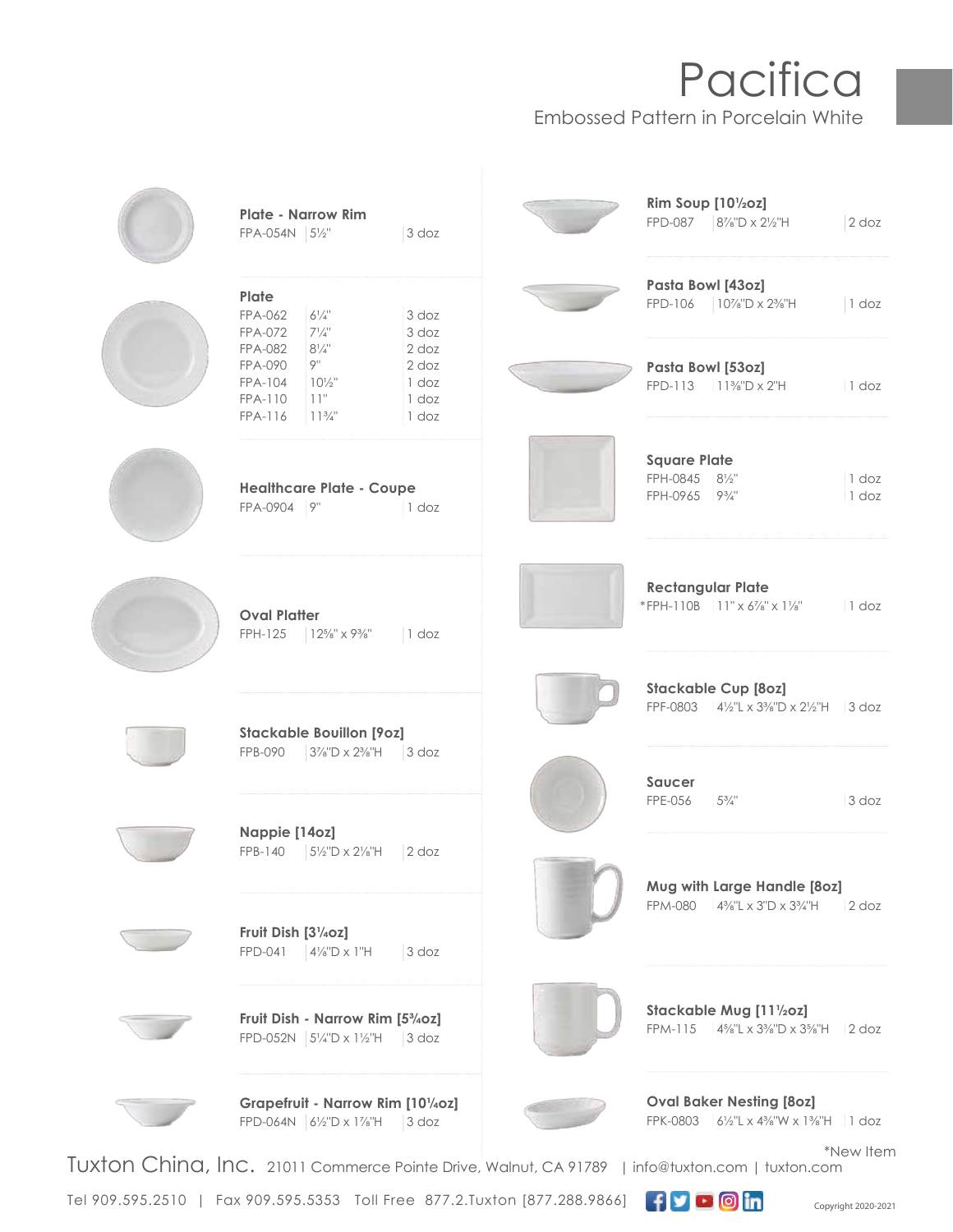# Pacifica

Embossed Pattern in Porcelain White

**Plate - Narrow Rim**

| | | |
|---|---|---|
| FPA-054N | 5½" | 3 doz |

**Plate**

| | | |
|---|---|---|
| FPA-062 | 6¼" | 3 doz |
| FPA-072 | 7¼" | 3 doz |
| FPA-082 | 8¼" | 2 doz |
| FPA-090 | 9" | 2 doz |
| FPA-104 | 10½" | 1 doz |
| FPA-110 | 11" | 1 doz |
| FPA-116 | 11¾" | 1 doz |

**Healthcare Plate - Coupe**

| | | |
|---|---|---|
| FPA-0904 | 9" | 1 doz |

**Oval Platter**

| | | |
|---|---|---|
| FPH-125 | 12⅝" x 9⅜" | 1 doz |

**Stackable Bouillon [9oz]**

| | | |
|---|---|---|
| FPB-090 | 3⅞"D x 2⅜"H | 3 doz |

**Nappie [14oz]**

| | | |
|---|---|---|
| FPB-140 | 5½"D x 2⅛"H | 2 doz |

**Fruit Dish [3¼oz]**

| | | |
|---|---|---|
| FPD-041 | 4⅛"D x 1"H | 3 doz |

**Fruit Dish - Narrow Rim [5¾oz]**

| | | |
|---|---|---|
| FPD-052N | 5¼"D x 1½"H | 3 doz |

**Grapefruit - Narrow Rim [10¼oz]**

| | | |
|---|---|---|
| FPD-064N | 6½"D x 1⅞"H | 3 doz |

**Rim Soup [10½oz]**

| | | |
|---|---|---|
| FPD-087 | 8⅞"D x 2½"H | 2 doz |

**Pasta Bowl [43oz]**

| | | |
|---|---|---|
| FPD-106 | 10⅞"D x 2⅜"H | 1 doz |

**Pasta Bowl [53oz]**

| | | |
|---|---|---|
| FPD-113 | 11⅝"D x 2"H | 1 doz |

**Square Plate**

| | | |
|---|---|---|
| FPH-0845 | 8½" | 1 doz |
| FPH-0965 | 9¾" | 1 doz |

**Rectangular Plate**

| | | |
|---|---|---|
| *FPH-110B | 11" x 6⅞" x 1⅛" | 1 doz |

**Stackable Cup [8oz]**

| | | |
|---|---|---|
| FPF-0803 | 4½"L x 3⅜"D x 2½"H | 3 doz |

**Saucer**

| | | |
|---|---|---|
| FPE-056 | 5¾" | 3 doz |

**Mug with Large Handle [8oz]**

| | | |
|---|---|---|
| FPM-080 | 4⅜"L x 3"D x 3¾"H | 2 doz |

**Stackable Mug [11½oz]**

| | | |
|---|---|---|
| FPM-115 | 4⅝"L x 3⅜"D x 3⅝"H | 2 doz |

**Oval Baker Nesting [8oz]**

| | | |
|---|---|---|
| FPK-0803 | 6½"L x 4⅜"W x 1⅜"H | 1 doz |

*New Item

Tuxton China, Inc. 21011 Commerce Pointe Drive, Walnut, CA 91789 | info@tuxton.com | tuxton.com

Tel 909.595.2510 | Fax 909.595.5353 Toll Free 877.2.Tuxton [877.288.9866]

Copyright 2020-2021